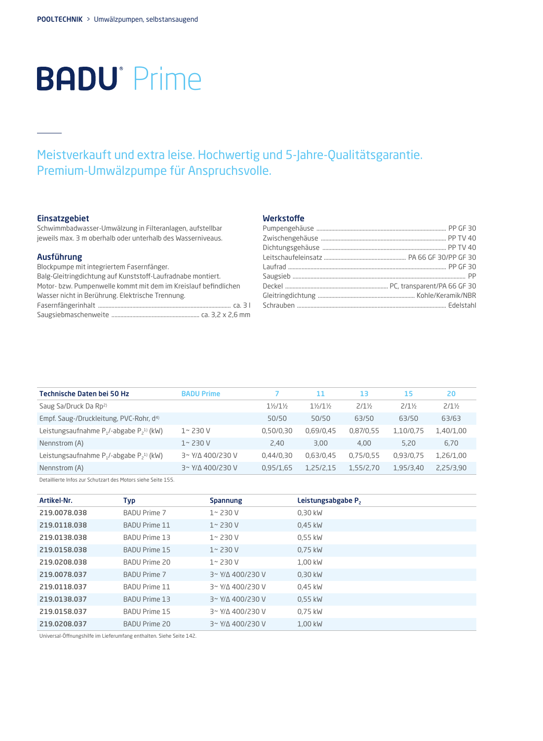POOLTECHNIK > Umwälzpumpen, selbstansaugend

# BADU® Prime

## Meistverkauft und extra leise. Hochwertig und 5-Jahre-Qualitätsgarantie. Premium-Umwälzpumpe für Anspruchsvolle.

### Einsatzgebiet

Schwimmbadwasser-Umwälzung in Filteranlagen, aufstellbar jeweils max. 3 m oberhalb oder unterhalb des Wasserniveaus.

### Ausführung

Blockpumpe mit integriertem Faserfänger.
Balg-Gleitringdichtung auf Kunststoff-Laufradnabe montiert.
Motor- bzw. Pumpenwelle kommt mit dem im Kreislauf befindlichen Wasser nicht in Berührung. Elektrische Trennung.

Faserfängerinhalt ........ ca. 3 l
Saugsiebmaschenweite ........ ca. 3,2 x 2,6 mm

### Werkstoffe

Pumpengehäuse ........ PP GF 30
Zwischengehäuse ........ PP TV 40
Dichtungsgehäuse ........ PP TV 40
Leitschaufeleinsatz ........ PA 66 GF 30/PP GF 30
Laufrad ........ PP GF 30
Saugsieb ........ PP
Deckel ........ PC, transparent/PA 66 GF 30
Gleitringdichtung ........ Kohle/Keramik/NBR
Schrauben ........ Edelstahl

| Technische Daten bei 50 Hz | BADU Prime | 7 | 11 | 13 | 15 | 20 |
|---|---|---|---|---|---|---|
| Saug Sa/Druck Da Rp[2] | | 1½/1½ | 1½/1½ | 2/1½ | 2/1½ | 2/1½ |
| Empf. Saug-/Druckleitung, PVC-Rohr, d[4] | | 50/50 | 50/50 | 63/50 | 63/50 | 63/63 |
| Leistungsaufnahme $P_1$/-abgabe $P_2$[1] (kW) | 1~ 230 V | 0,50/0,30 | 0,69/0,45 | 0,87/0,55 | 1,10/0,75 | 1,40/1,00 |
| Nennstrom (A) | 1~ 230 V | 2,40 | 3,00 | 4,00 | 5,20 | 6,70 |
| Leistungsaufnahme $P_1$/-abgabe $P_2$[1] (kW) | 3~ Y/Δ 400/230 V | 0,44/0,30 | 0,63/0,45 | 0,75/0,55 | 0,93/0,75 | 1,26/1,00 |
| Nennstrom (A) | 3~ Y/Δ 400/230 V | 0,95/1,65 | 1,25/2,15 | 1,55/2,70 | 1,95/3,40 | 2,25/3,90 |

Detaillierte Infos zur Schutzart des Motors siehe Seite 155.

| Artikel-Nr. | Typ | Spannung | Leistungsabgabe $P_2$ |
|---|---|---|---|
| **219.0078.038** | BADU Prime 7 | 1~ 230 V | 0,30 kW |
| **219.0118.038** | BADU Prime 11 | 1~ 230 V | 0,45 kW |
| **219.0138.038** | BADU Prime 13 | 1~ 230 V | 0,55 kW |
| **219.0158.038** | BADU Prime 15 | 1~ 230 V | 0,75 kW |
| **219.0208.038** | BADU Prime 20 | 1~ 230 V | 1,00 kW |
| **219.0078.037** | BADU Prime 7 | 3~ Y/Δ 400/230 V | 0,30 kW |
| **219.0118.037** | BADU Prime 11 | 3~ Y/Δ 400/230 V | 0,45 kW |
| **219.0138.037** | BADU Prime 13 | 3~ Y/Δ 400/230 V | 0,55 kW |
| **219.0158.037** | BADU Prime 15 | 3~ Y/Δ 400/230 V | 0,75 kW |
| **219.0208.037** | BADU Prime 20 | 3~ Y/Δ 400/230 V | 1,00 kW |

Universal-Öffnungshilfe im Lieferumfang enthalten. Siehe Seite 142.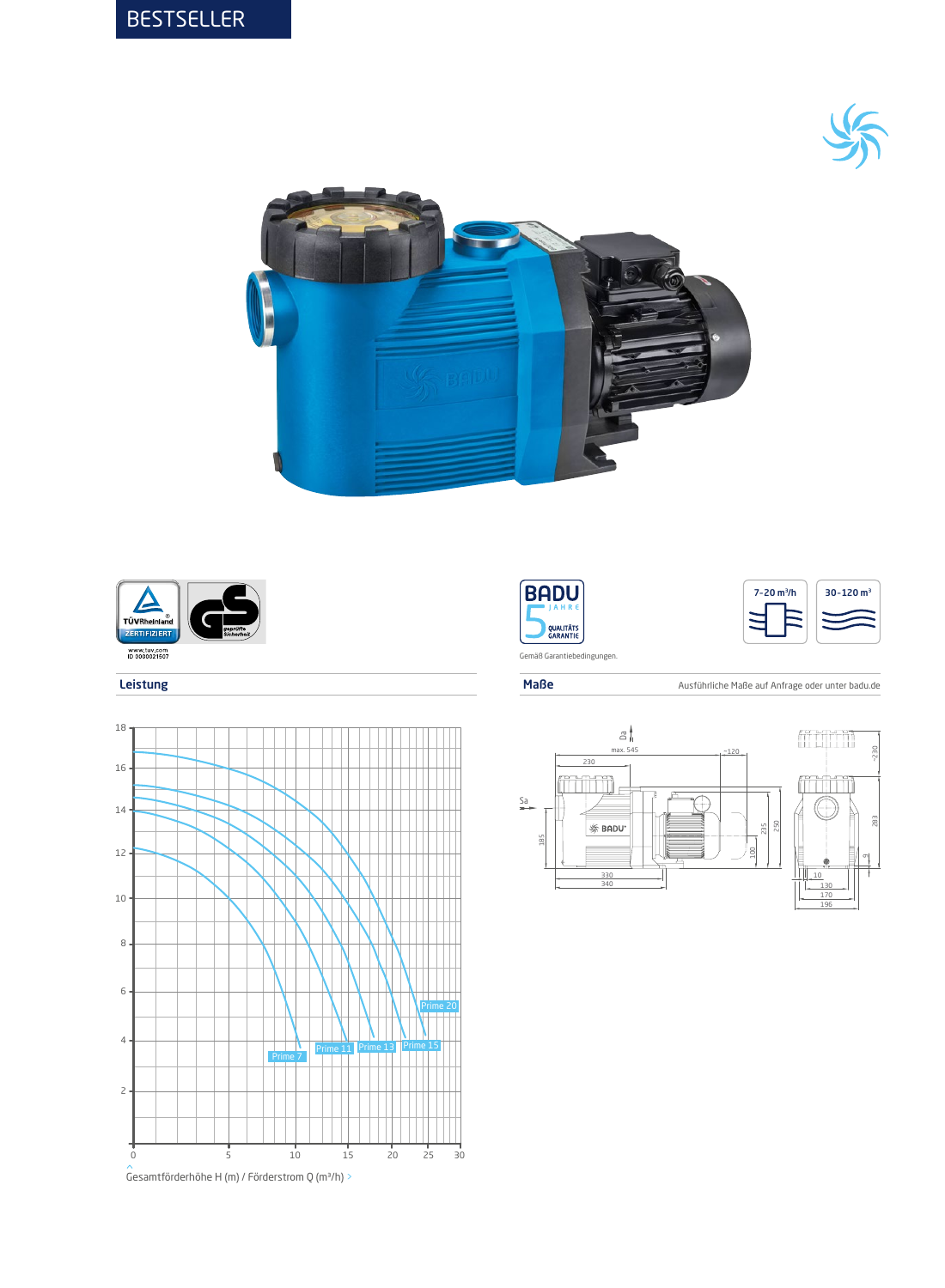# BESTSELLER

www.tuv.com
ID 0000021507

Gemäß Garantiebedingungen.

7–20 m³/h

30–120 m³

## Leistung

Prime 7
Prime 11
Prime 13
Prime 15
Prime 20

Gesamtförderhöhe H (m) / Förderstrom Q (m³/h)

## Maße

Ausführliche Maße auf Anfrage oder unter badu.de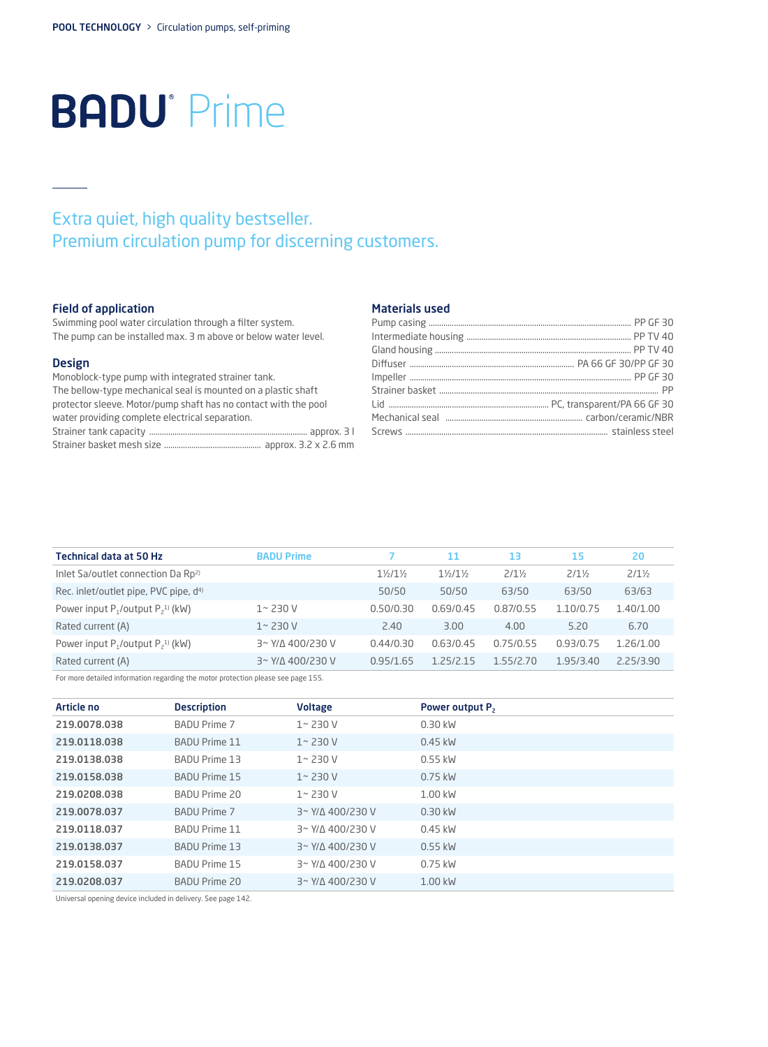# BADU® Prime

## Extra quiet, high quality bestseller.
## Premium circulation pump for discerning customers.

### Field of application

Swimming pool water circulation through a filter system.
The pump can be installed max. 3 m above or below water level.

### Design

Monoblock-type pump with integrated strainer tank.
The bellow-type mechanical seal is mounted on a plastic shaft protector sleeve. Motor/pump shaft has no contact with the pool water providing complete electrical separation.

Strainer tank capacity ........ approx. 3 l
Strainer basket mesh size ........ approx. 3.2 x 2.6 mm

### Materials used

Pump casing ........ PP GF 30
Intermediate housing ........ PP TV 40
Gland housing ........ PP TV 40
Diffuser ........ PA 66 GF 30/PP GF 30
Impeller ........ PP GF 30
Strainer basket ........ PP
Lid ........ PC, transparent/PA 66 GF 30
Mechanical seal ........ carbon/ceramic/NBR
Screws ........ stainless steel

| Technical data at 50 Hz | BADU Prime | 7 | 11 | 13 | 15 | 20 |
|---|---|---|---|---|---|---|
| Inlet Sa/outlet connection Da Rp[2] | | 1½/1½ | 1½/1½ | 2/1½ | 2/1½ | 2/1½ |
| Rec. inlet/outlet pipe, PVC pipe, d[4] | | 50/50 | 50/50 | 63/50 | 63/50 | 63/63 |
| Power input $P_1$/output $P_2$[1] (kW) | 1~ 230 V | 0.50/0.30 | 0.69/0.45 | 0.87/0.55 | 1.10/0.75 | 1.40/1.00 |
| Rated current (A) | 1~ 230 V | 2.40 | 3.00 | 4.00 | 5.20 | 6.70 |
| Power input $P_1$/output $P_2$[1] (kW) | 3~ Y/Δ 400/230 V | 0.44/0.30 | 0.63/0.45 | 0.75/0.55 | 0.93/0.75 | 1.26/1.00 |
| Rated current (A) | 3~ Y/Δ 400/230 V | 0.95/1.65 | 1.25/2.15 | 1.55/2.70 | 1.95/3.40 | 2.25/3.90 |

For more detailed information regarding the motor protection please see page 155.

| Article no | Description | Voltage | Power output $P_2$ |
|---|---|---|---|
| **219.0078.038** | BADU Prime 7 | 1~ 230 V | 0.30 kW |
| **219.0118.038** | BADU Prime 11 | 1~ 230 V | 0.45 kW |
| **219.0138.038** | BADU Prime 13 | 1~ 230 V | 0.55 kW |
| **219.0158.038** | BADU Prime 15 | 1~ 230 V | 0.75 kW |
| **219.0208.038** | BADU Prime 20 | 1~ 230 V | 1.00 kW |
| **219.0078.037** | BADU Prime 7 | 3~ Y/Δ 400/230 V | 0.30 kW |
| **219.0118.037** | BADU Prime 11 | 3~ Y/Δ 400/230 V | 0.45 kW |
| **219.0138.037** | BADU Prime 13 | 3~ Y/Δ 400/230 V | 0.55 kW |
| **219.0158.037** | BADU Prime 15 | 3~ Y/Δ 400/230 V | 0.75 kW |
| **219.0208.037** | BADU Prime 20 | 3~ Y/Δ 400/230 V | 1.00 kW |

Universal opening device included in delivery. See page 142.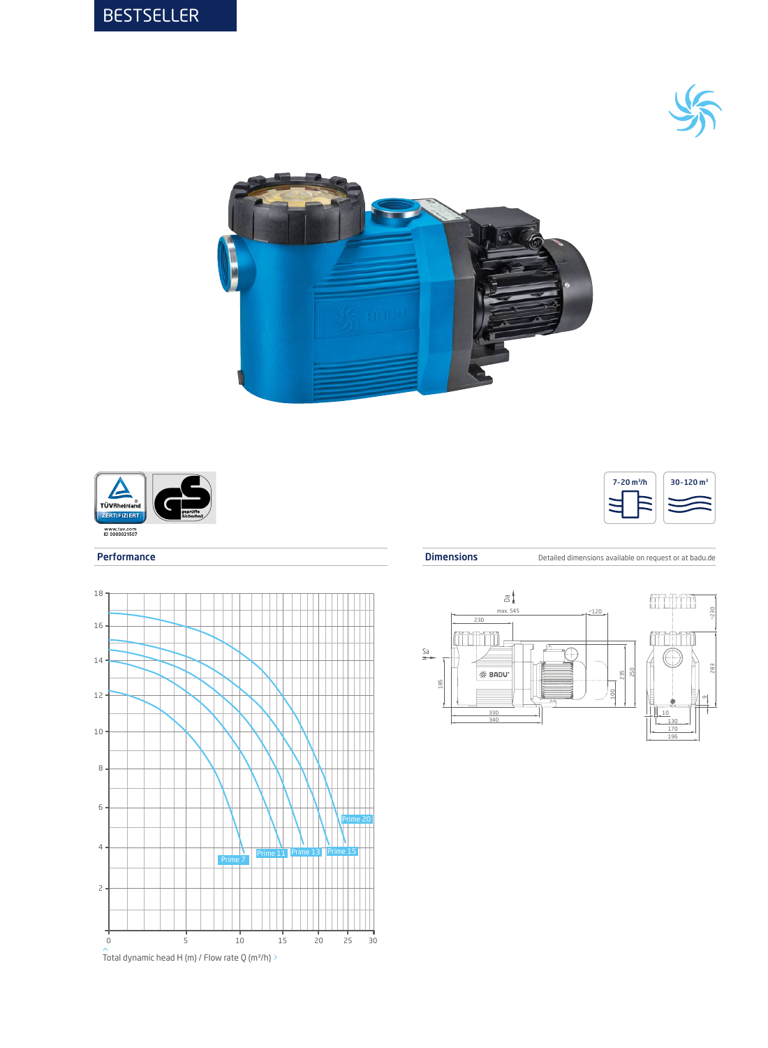BESTSELLER

TÜV Rheinland ZERTIFIZIERT
www.tuv.com
ID 0000021507

geprüfte Sicherheit

7–20 m³/h

30–120 m³

## Performance

18
16
14
12
10
8
6
4
2
0
5
10
15
20
25
30

Prime 7
Prime 11
Prime 13
Prime 15
Prime 20

Total dynamic head H (m) / Flow rate Q (m³/h)

## Dimensions

Detailed dimensions available on request or at badu.de

Da
max. 545
230
~120
Sa
185
BADU
235
250
100
330
340
~230
283
9
10
130
170
196